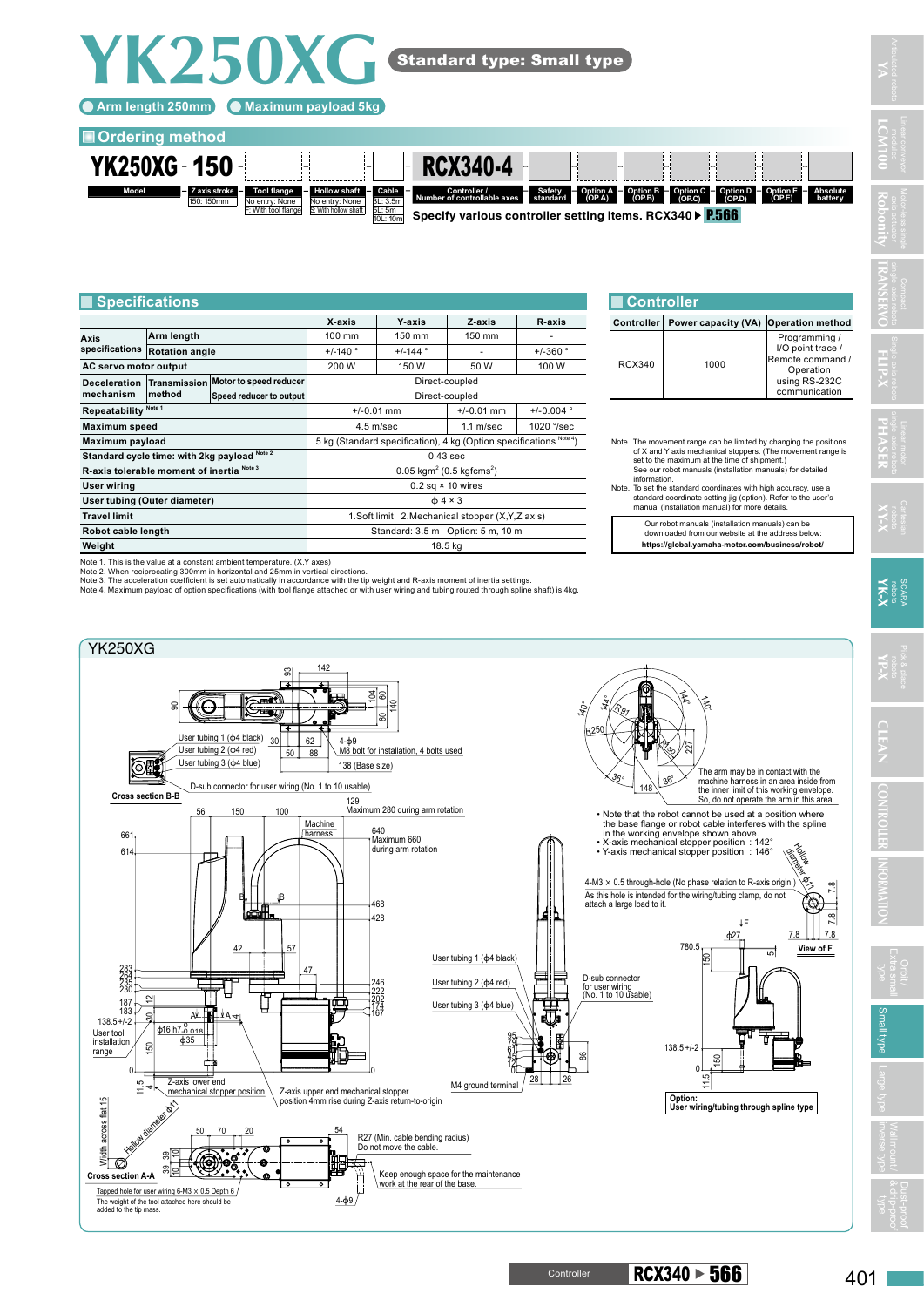# YK250XG

**Standard type: Small type**

- Arm length 250mm
- Maximum payload 5kg

## Ordering method

YK250XG - 150 - [ ] - [ ] - [ ] - RCX340-4 - [ ] - [ ] - [ ] - [ ] - [ ] - [ ] - [ ]

| Model | Z axis stroke | Tool flange | Hollow shaft | Cable | Controller / Number of controllable axes | Safety standard | Option A (OP.A) | Option B (OP.B) | Option C (OP.C) | Option D (OP.D) | Option E (OP.E) | Absolute battery |
|---|---|---|---|---|---|---|---|---|---|---|---|---|
| YK250XG | 150: 150mm | No entry: None<br>F: With tool flange | No entry: None<br>S: With hollow shaft | 3L: 3.5m<br>5L: 5m<br>10L: 10m | RCX340-4 | | | | | | | |

Specify various controller setting items. RCX340 ▶ P.566

## Specifications

| | | | X-axis | Y-axis | Z-axis | R-axis |
|---|---|---|---|---|---|---|
| Axis specifications | Arm length | | 100 mm | 150 mm | 150 mm | - |
| | Rotation angle | | +/-140 ° | +/-144 ° | - | +/-360 ° |
| AC servo motor output | | | 200 W | 150 W | 50 W | 100 W |
| Deceleration mechanism | Transmission method | Motor to speed reducer | Direct-coupled | | | |
| | | Speed reducer to output | Direct-coupled | | | |
| Repeatability Note 1 | | | +/-0.01 mm | | +/-0.01 mm | +/-0.004 ° |
| Maximum speed | | | 4.5 m/sec | | 1.1 m/sec | 1020 °/sec |
| Maximum payload | | | 5 kg (Standard specification), 4 kg (Option specifications Note 4) | | | |
| Standard cycle time: with 2kg payload Note 2 | | | 0.43 sec | | | |
| R-axis tolerable moment of inertia Note 3 | | | 0.05 kgm$^2$ (0.5 kgfcms$^2$) | | | |
| User wiring | | | 0.2 sq × 10 wires | | | |
| User tubing (Outer diameter) | | | ϕ 4 × 3 | | | |
| Travel limit | | | 1.Soft limit 2.Mechanical stopper (X,Y,Z axis) | | | |
| Robot cable length | | | Standard: 3.5 m Option: 5 m, 10 m | | | |
| Weight | | | 18.5 kg | | | |

Note 1. This is the value at a constant ambient temperature. (X,Y axes)
Note 2. When reciprocating 300mm in horizontal and 25mm in vertical directions.
Note 3. The acceleration coefficient is set automatically in accordance with the tip weight and R-axis moment of inertia settings.
Note 4. Maximum payload of option specifications (with tool flange attached or with user wiring and tubing routed through spline shaft) is 4kg.

## Controller

| Controller | Power capacity (VA) | Operation method |
|---|---|---|
| RCX340 | 1000 | Programming / I/O point trace / Remote command / Operation using RS-232C communication |

Note. The movement range can be limited by changing the positions of X and Y axis mechanical stoppers. (The movement range is set to the maximum at the time of shipment.) See our robot manuals (installation manuals) for detailed information.
Note. To set the standard coordinates with high accuracy, use a standard coordinate setting jig (option). Refer to the user's manual (installation manual) for more details.

Our robot manuals (installation manuals) can be downloaded from our website at the address below:
**https://global.yamaha-motor.com/business/robot/**

## YK250XG

- Note that the robot cannot be used at a position where the base flange or robot cable interferes with the spline in the working envelope shown above.
- X-axis mechanical stopper position : 142°
- Y-axis mechanical stopper position : 146°

The arm may be in contact with the machine harness in an area inside from the inner limit of this working envelope. So, do not operate the arm in this area.

4-M3 × 0.5 through-hole (No phase relation to R-axis origin.) As this hole is intended for the wiring/tubing clamp, do not attach a large load to it.

Option: User wiring/tubing through spline type

Tapped hole for user wiring 6-M3 × 0.5 Depth 6
The weight of the tool attached here should be added to the tip mass.

R27 (Min. cable bending radius) Do not move the cable.

Keep enough space for the maintenance work at the rear of the base.

Controller RCX340 ▶ 566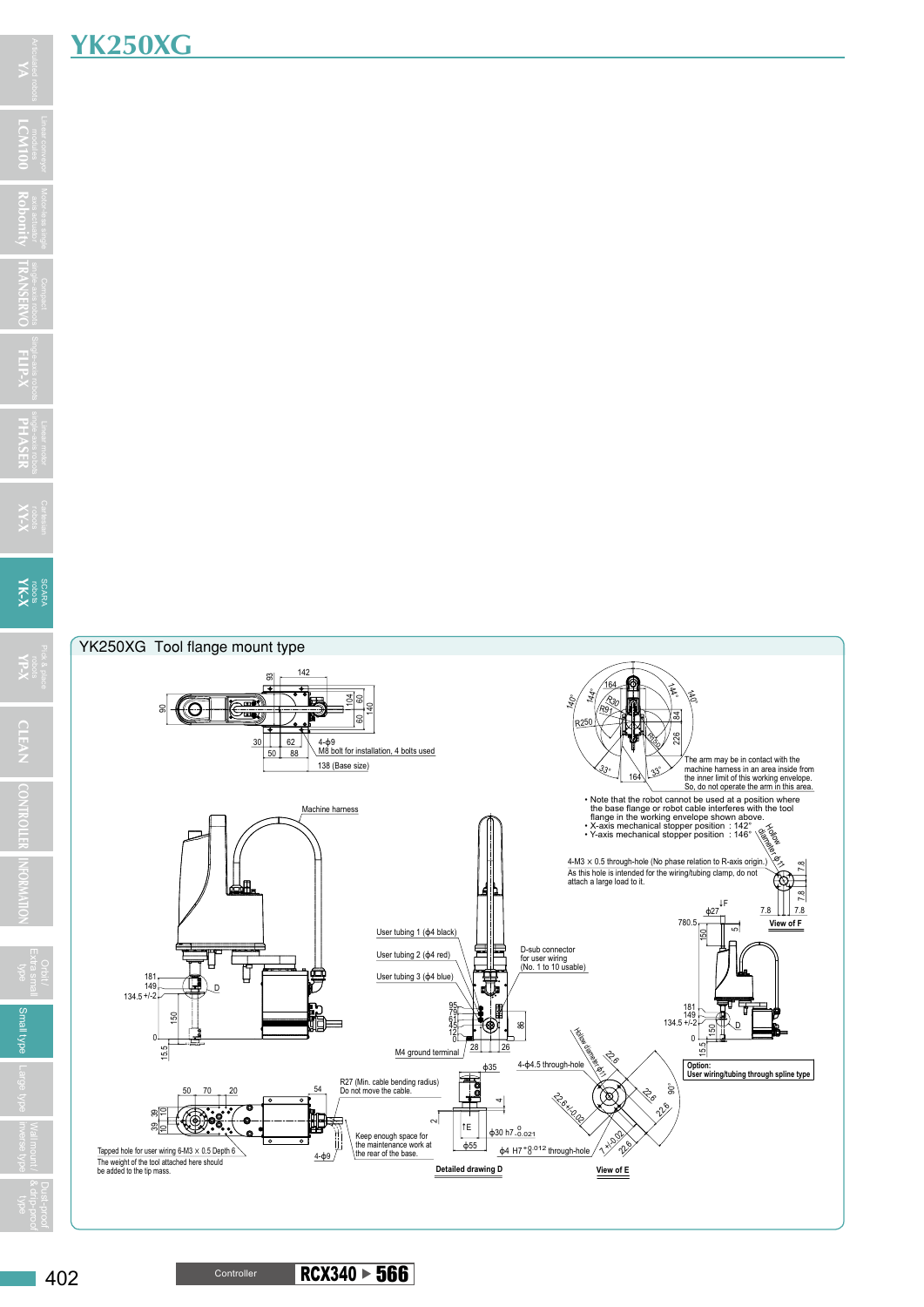# YK250XG

## YK250XG Tool flange mount type

4-φ9
M8 bolt for installation, 4 bolts used
138 (Base size)

Machine harness

User tubing 1 (φ4 black)
User tubing 2 (φ4 red)
User tubing 3 (φ4 blue)

D-sub connector for user wiring (No. 1 to 10 usable)

M4 ground terminal

The arm may be in contact with the machine harness in an area inside from the inner limit of this working envelope. So, do not operate the arm in this area.

- Note that the robot cannot be used at a position where the base flange or robot cable interferes with the tool flange in the working envelope shown above.
- X-axis mechanical stopper position : 142°
- Y-axis mechanical stopper position : 146°

4-M3 × 0.5 through-hole (No phase relation to R-axis origin.)
As this hole is intended for the wiring/tubing clamp, do not attach a large load to it.

View of F

Option: User wiring/tubing through spline type

R27 (Min. cable bending radius) Do not move the cable.

Keep enough space for the maintenance work at the rear of the base.

Tapped hole for user wiring 6-M3 × 0.5 Depth 6

The weight of the tool attached here should be added to the tip mass.

Detailed drawing D

4-φ4.5 through-hole

φ4 H7 $^{+0.012}_{0}$ through-hole

φ30 h7 $^{0}_{-0.021}$

View of E

Controller RCX340 ▶ 566